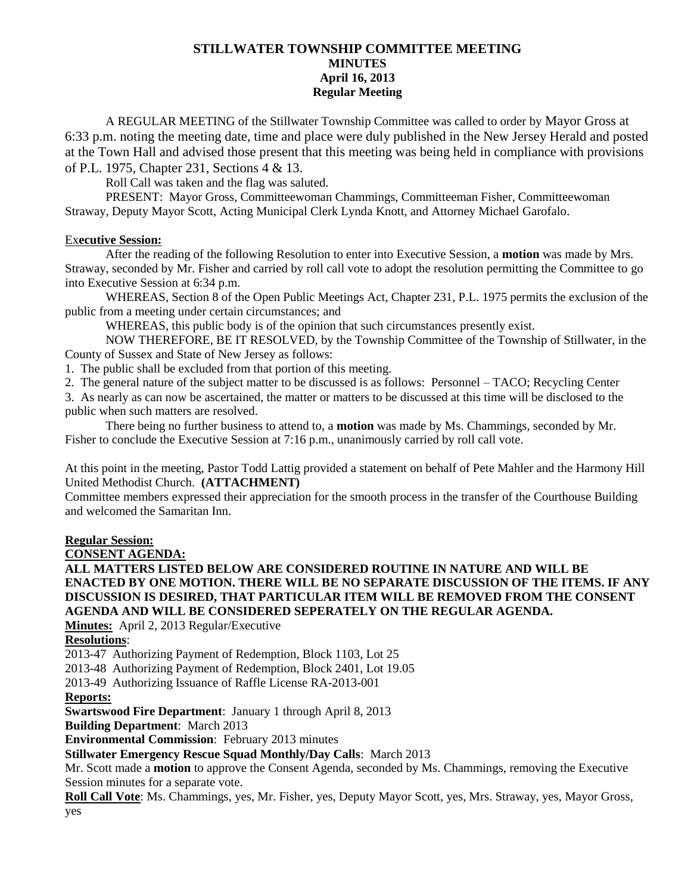# STILLWATER TOWNSHIP COMMITTEE MEETING
## MINUTES
### April 16, 2013
### Regular Meeting

A REGULAR MEETING of the Stillwater Township Committee was called to order by Mayor Gross at 6:33 p.m. noting the meeting date, time and place were duly published in the New Jersey Herald and posted at the Town Hall and advised those present that this meeting was being held in compliance with provisions of P.L. 1975, Chapter 231, Sections 4 & 13.

Roll Call was taken and the flag was saluted.

PRESENT: Mayor Gross, Committeewoman Chammings, Committeeman Fisher, Committeewoman Straway, Deputy Mayor Scott, Acting Municipal Clerk Lynda Knott, and Attorney Michael Garofalo.

**Executive Session:**

After the reading of the following Resolution to enter into Executive Session, a **motion** was made by Mrs. Straway, seconded by Mr. Fisher and carried by roll call vote to adopt the resolution permitting the Committee to go into Executive Session at 6:34 p.m.

WHEREAS, Section 8 of the Open Public Meetings Act, Chapter 231, P.L. 1975 permits the exclusion of the public from a meeting under certain circumstances; and

WHEREAS, this public body is of the opinion that such circumstances presently exist.

NOW THEREFORE, BE IT RESOLVED, by the Township Committee of the Township of Stillwater, in the County of Sussex and State of New Jersey as follows:

1. The public shall be excluded from that portion of this meeting.
2. The general nature of the subject matter to be discussed is as follows: Personnel – TACO; Recycling Center
3. As nearly as can now be ascertained, the matter or matters to be discussed at this time will be disclosed to the public when such matters are resolved.

There being no further business to attend to, a **motion** was made by Ms. Chammings, seconded by Mr. Fisher to conclude the Executive Session at 7:16 p.m., unanimously carried by roll call vote.

At this point in the meeting, Pastor Todd Lattig provided a statement on behalf of Pete Mahler and the Harmony Hill United Methodist Church. **(ATTACHMENT)**

Committee members expressed their appreciation for the smooth process in the transfer of the Courthouse Building and welcomed the Samaritan Inn.

**Regular Session:**

**CONSENT AGENDA:**

**ALL MATTERS LISTED BELOW ARE CONSIDERED ROUTINE IN NATURE AND WILL BE ENACTED BY ONE MOTION. THERE WILL BE NO SEPARATE DISCUSSION OF THE ITEMS. IF ANY DISCUSSION IS DESIRED, THAT PARTICULAR ITEM WILL BE REMOVED FROM THE CONSENT AGENDA AND WILL BE CONSIDERED SEPERATELY ON THE REGULAR AGENDA.**

**Minutes:** April 2, 2013 Regular/Executive

**Resolutions**:

2013-47 Authorizing Payment of Redemption, Block 1103, Lot 25

2013-48 Authorizing Payment of Redemption, Block 2401, Lot 19.05

2013-49 Authorizing Issuance of Raffle License RA-2013-001

**Reports:**

**Swartswood Fire Department**: January 1 through April 8, 2013

**Building Department**: March 2013

**Environmental Commission**: February 2013 minutes

**Stillwater Emergency Rescue Squad Monthly/Day Calls**: March 2013

Mr. Scott made a **motion** to approve the Consent Agenda, seconded by Ms. Chammings, removing the Executive Session minutes for a separate vote.

**Roll Call Vote**: Ms. Chammings, yes, Mr. Fisher, yes, Deputy Mayor Scott, yes, Mrs. Straway, yes, Mayor Gross, yes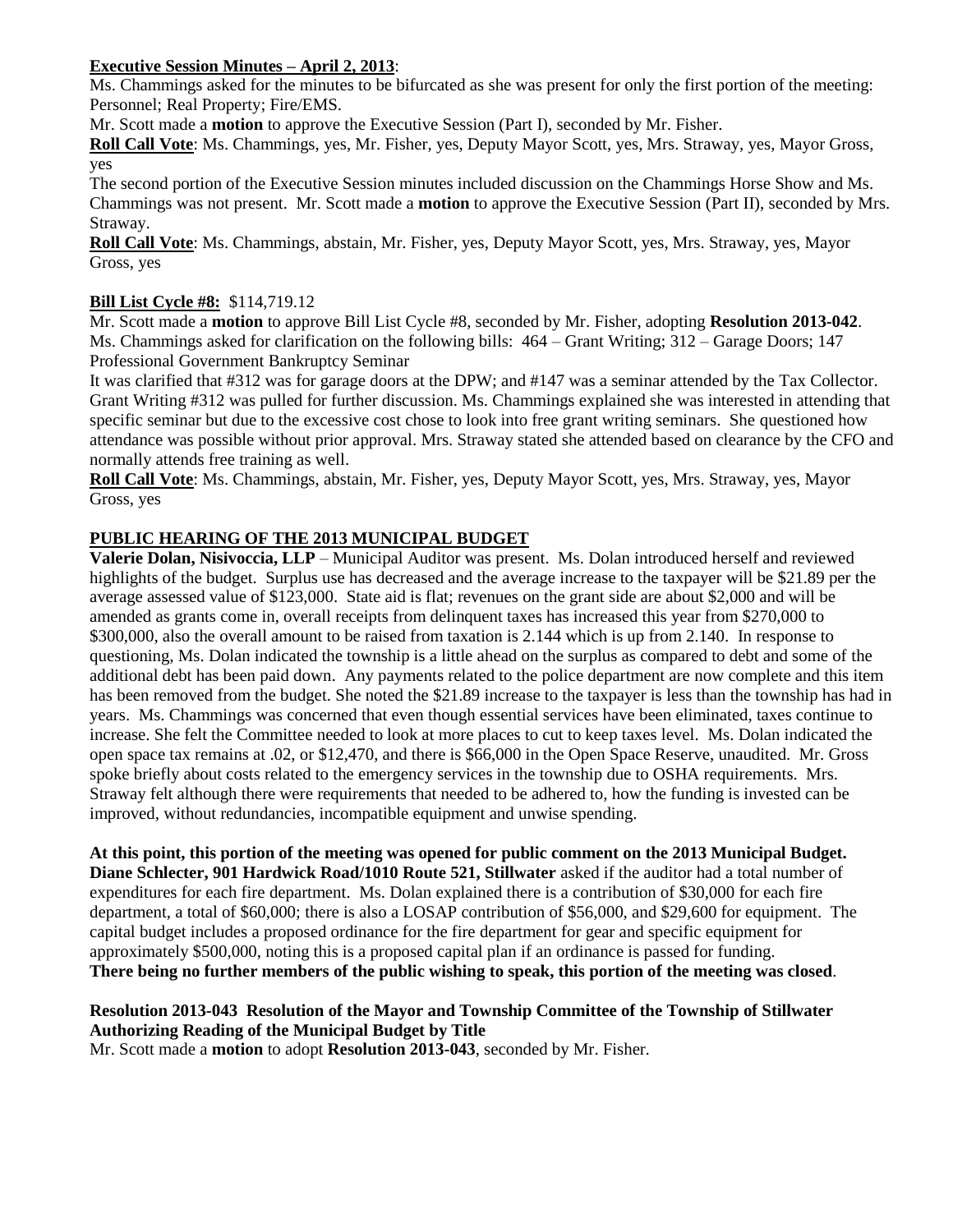**Executive Session Minutes – April 2, 2013**:

Ms. Chammings asked for the minutes to be bifurcated as she was present for only the first portion of the meeting: Personnel; Real Property; Fire/EMS.

Mr. Scott made a **motion** to approve the Executive Session (Part I), seconded by Mr. Fisher.

**Roll Call Vote**: Ms. Chammings, yes, Mr. Fisher, yes, Deputy Mayor Scott, yes, Mrs. Straway, yes, Mayor Gross, yes

The second portion of the Executive Session minutes included discussion on the Chammings Horse Show and Ms. Chammings was not present. Mr. Scott made a **motion** to approve the Executive Session (Part II), seconded by Mrs. Straway.

**Roll Call Vote**: Ms. Chammings, abstain, Mr. Fisher, yes, Deputy Mayor Scott, yes, Mrs. Straway, yes, Mayor Gross, yes

**Bill List Cycle #8:** $114,719.12

Mr. Scott made a **motion** to approve Bill List Cycle #8, seconded by Mr. Fisher, adopting **Resolution 2013-042**. Ms. Chammings asked for clarification on the following bills: 464 – Grant Writing; 312 – Garage Doors; 147 Professional Government Bankruptcy Seminar

It was clarified that #312 was for garage doors at the DPW; and #147 was a seminar attended by the Tax Collector. Grant Writing #312 was pulled for further discussion. Ms. Chammings explained she was interested in attending that specific seminar but due to the excessive cost chose to look into free grant writing seminars. She questioned how attendance was possible without prior approval. Mrs. Straway stated she attended based on clearance by the CFO and normally attends free training as well.

**Roll Call Vote**: Ms. Chammings, abstain, Mr. Fisher, yes, Deputy Mayor Scott, yes, Mrs. Straway, yes, Mayor Gross, yes

**PUBLIC HEARING OF THE 2013 MUNICIPAL BUDGET**

**Valerie Dolan, Nisivoccia, LLP** – Municipal Auditor was present. Ms. Dolan introduced herself and reviewed highlights of the budget. Surplus use has decreased and the average increase to the taxpayer will be $21.89 per the average assessed value of $123,000. State aid is flat; revenues on the grant side are about $2,000 and will be amended as grants come in, overall receipts from delinquent taxes has increased this year from $270,000 to $300,000, also the overall amount to be raised from taxation is 2.144 which is up from 2.140. In response to questioning, Ms. Dolan indicated the township is a little ahead on the surplus as compared to debt and some of the additional debt has been paid down. Any payments related to the police department are now complete and this item has been removed from the budget. She noted the $21.89 increase to the taxpayer is less than the township has had in years. Ms. Chammings was concerned that even though essential services have been eliminated, taxes continue to increase. She felt the Committee needed to look at more places to cut to keep taxes level. Ms. Dolan indicated the open space tax remains at .02, or $12,470, and there is $66,000 in the Open Space Reserve, unaudited. Mr. Gross spoke briefly about costs related to the emergency services in the township due to OSHA requirements. Mrs. Straway felt although there were requirements that needed to be adhered to, how the funding is invested can be improved, without redundancies, incompatible equipment and unwise spending.

**At this point, this portion of the meeting was opened for public comment on the 2013 Municipal Budget.**
**Diane Schlecter, 901 Hardwick Road/1010 Route 521, Stillwater** asked if the auditor had a total number of expenditures for each fire department. Ms. Dolan explained there is a contribution of $30,000 for each fire department, a total of $60,000; there is also a LOSAP contribution of $56,000, and $29,600 for equipment. The capital budget includes a proposed ordinance for the fire department for gear and specific equipment for approximately $500,000, noting this is a proposed capital plan if an ordinance is passed for funding.
**There being no further members of the public wishing to speak, this portion of the meeting was closed**.

**Resolution 2013-043 Resolution of the Mayor and Township Committee of the Township of Stillwater Authorizing Reading of the Municipal Budget by Title**

Mr. Scott made a **motion** to adopt **Resolution 2013-043**, seconded by Mr. Fisher.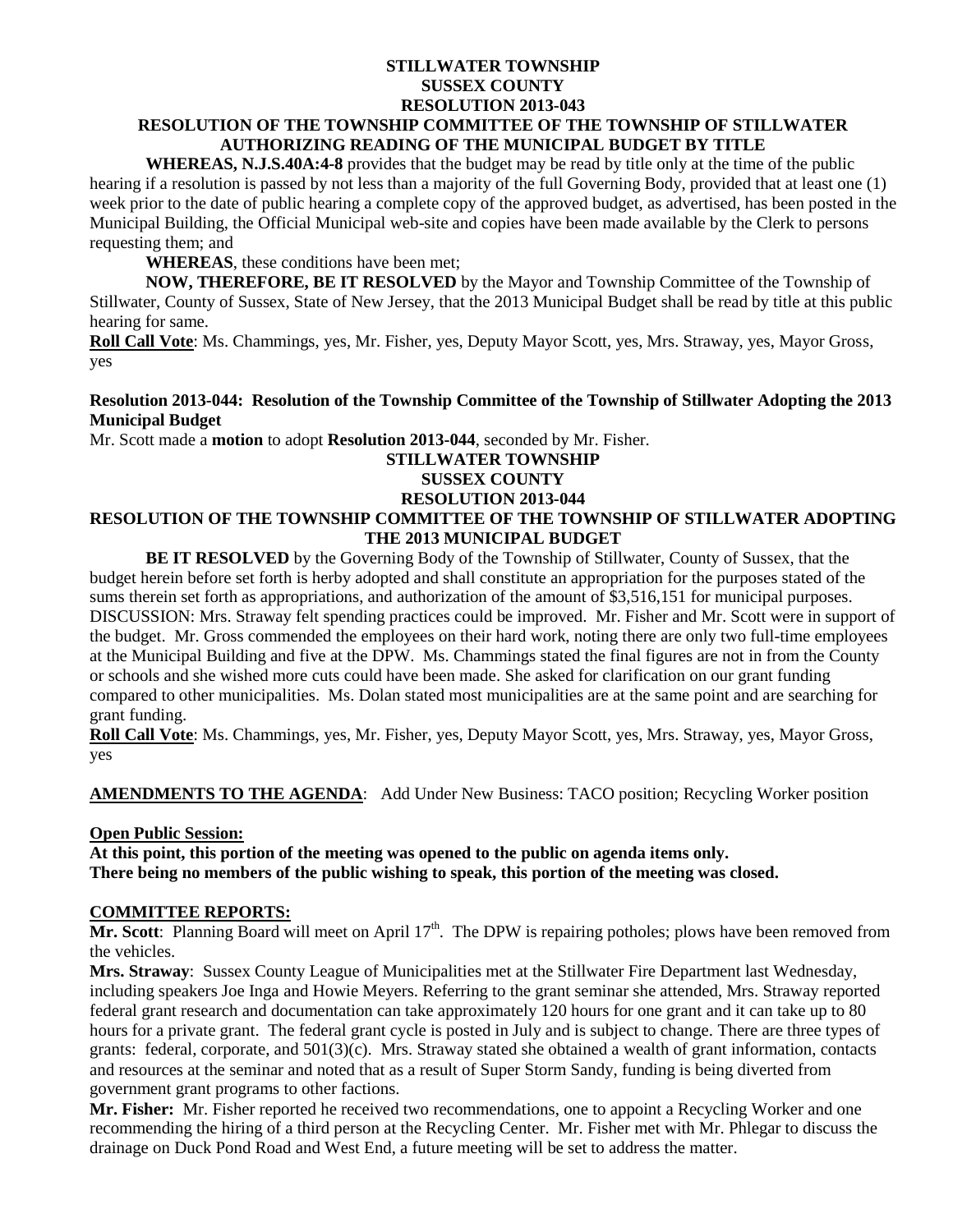**STILLWATER TOWNSHIP**
**SUSSEX COUNTY**
**RESOLUTION 2013-043**
**RESOLUTION OF THE TOWNSHIP COMMITTEE OF THE TOWNSHIP OF STILLWATER AUTHORIZING READING OF THE MUNICIPAL BUDGET BY TITLE**

**WHEREAS, N.J.S.40A:4-8** provides that the budget may be read by title only at the time of the public hearing if a resolution is passed by not less than a majority of the full Governing Body, provided that at least one (1) week prior to the date of public hearing a complete copy of the approved budget, as advertised, has been posted in the Municipal Building, the Official Municipal web-site and copies have been made available by the Clerk to persons requesting them; and

**WHEREAS**, these conditions have been met;

**NOW, THEREFORE, BE IT RESOLVED** by the Mayor and Township Committee of the Township of Stillwater, County of Sussex, State of New Jersey, that the 2013 Municipal Budget shall be read by title at this public hearing for same.

**Roll Call Vote**: Ms. Chammings, yes, Mr. Fisher, yes, Deputy Mayor Scott, yes, Mrs. Straway, yes, Mayor Gross, yes

**Resolution 2013-044: Resolution of the Township Committee of the Township of Stillwater Adopting the 2013 Municipal Budget**

Mr. Scott made a **motion** to adopt **Resolution 2013-044**, seconded by Mr. Fisher.

**STILLWATER TOWNSHIP**
**SUSSEX COUNTY**
**RESOLUTION 2013-044**
**RESOLUTION OF THE TOWNSHIP COMMITTEE OF THE TOWNSHIP OF STILLWATER ADOPTING THE 2013 MUNICIPAL BUDGET**

**BE IT RESOLVED** by the Governing Body of the Township of Stillwater, County of Sussex, that the budget herein before set forth is herby adopted and shall constitute an appropriation for the purposes stated of the sums therein set forth as appropriations, and authorization of the amount of $3,516,151 for municipal purposes.

DISCUSSION: Mrs. Straway felt spending practices could be improved. Mr. Fisher and Mr. Scott were in support of the budget. Mr. Gross commended the employees on their hard work, noting there are only two full-time employees at the Municipal Building and five at the DPW. Ms. Chammings stated the final figures are not in from the County or schools and she wished more cuts could have been made. She asked for clarification on our grant funding compared to other municipalities. Ms. Dolan stated most municipalities are at the same point and are searching for grant funding.

**Roll Call Vote**: Ms. Chammings, yes, Mr. Fisher, yes, Deputy Mayor Scott, yes, Mrs. Straway, yes, Mayor Gross, yes

**AMENDMENTS TO THE AGENDA**: Add Under New Business: TACO position; Recycling Worker position

**Open Public Session:**

**At this point, this portion of the meeting was opened to the public on agenda items only. There being no members of the public wishing to speak, this portion of the meeting was closed.**

**COMMITTEE REPORTS:**

**Mr. Scott**: Planning Board will meet on April 17th. The DPW is repairing potholes; plows have been removed from the vehicles.

**Mrs. Straway**: Sussex County League of Municipalities met at the Stillwater Fire Department last Wednesday, including speakers Joe Inga and Howie Meyers. Referring to the grant seminar she attended, Mrs. Straway reported federal grant research and documentation can take approximately 120 hours for one grant and it can take up to 80 hours for a private grant. The federal grant cycle is posted in July and is subject to change. There are three types of grants: federal, corporate, and 501(3)(c). Mrs. Straway stated she obtained a wealth of grant information, contacts and resources at the seminar and noted that as a result of Super Storm Sandy, funding is being diverted from government grant programs to other factions.

**Mr. Fisher:** Mr. Fisher reported he received two recommendations, one to appoint a Recycling Worker and one recommending the hiring of a third person at the Recycling Center. Mr. Fisher met with Mr. Phlegar to discuss the drainage on Duck Pond Road and West End, a future meeting will be set to address the matter.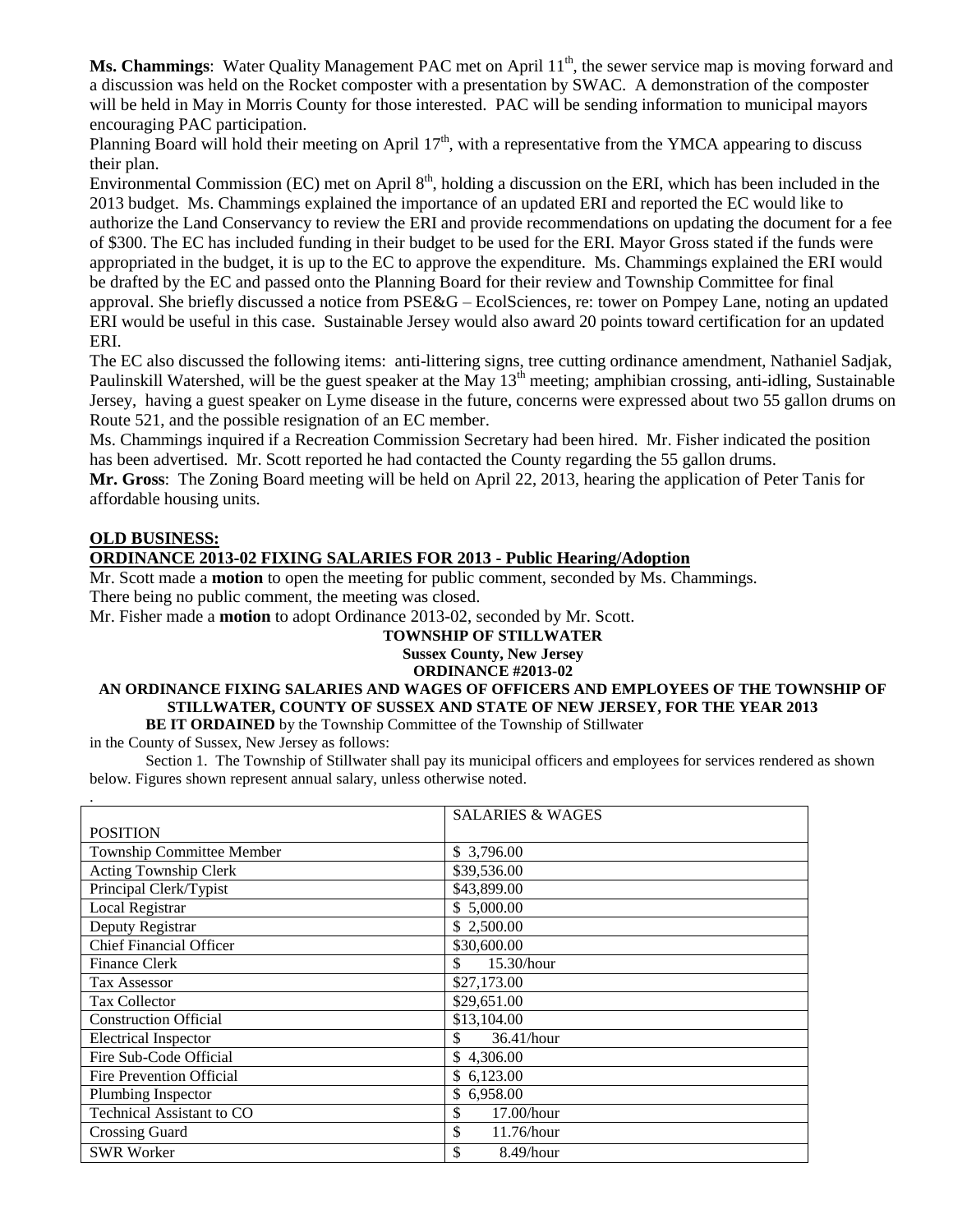**Ms. Chammings**: Water Quality Management PAC met on April 11th, the sewer service map is moving forward and a discussion was held on the Rocket composter with a presentation by SWAC. A demonstration of the composter will be held in May in Morris County for those interested. PAC will be sending information to municipal mayors encouraging PAC participation.

Planning Board will hold their meeting on April 17th, with a representative from the YMCA appearing to discuss their plan.

Environmental Commission (EC) met on April 8th, holding a discussion on the ERI, which has been included in the 2013 budget. Ms. Chammings explained the importance of an updated ERI and reported the EC would like to authorize the Land Conservancy to review the ERI and provide recommendations on updating the document for a fee of $300. The EC has included funding in their budget to be used for the ERI. Mayor Gross stated if the funds were appropriated in the budget, it is up to the EC to approve the expenditure. Ms. Chammings explained the ERI would be drafted by the EC and passed onto the Planning Board for their review and Township Committee for final approval. She briefly discussed a notice from PSE&G – EcolSciences, re: tower on Pompey Lane, noting an updated ERI would be useful in this case. Sustainable Jersey would also award 20 points toward certification for an updated ERI.

The EC also discussed the following items: anti-littering signs, tree cutting ordinance amendment, Nathaniel Sadjak, Paulinskill Watershed, will be the guest speaker at the May 13th meeting; amphibian crossing, anti-idling, Sustainable Jersey, having a guest speaker on Lyme disease in the future, concerns were expressed about two 55 gallon drums on Route 521, and the possible resignation of an EC member.

Ms. Chammings inquired if a Recreation Commission Secretary had been hired. Mr. Fisher indicated the position has been advertised. Mr. Scott reported he had contacted the County regarding the 55 gallon drums.

**Mr. Gross**: The Zoning Board meeting will be held on April 22, 2013, hearing the application of Peter Tanis for affordable housing units.

## OLD BUSINESS:

## ORDINANCE 2013-02 FIXING SALARIES FOR 2013 - Public Hearing/Adoption

Mr. Scott made a **motion** to open the meeting for public comment, seconded by Ms. Chammings.

There being no public comment, the meeting was closed.

Mr. Fisher made a **motion** to adopt Ordinance 2013-02, seconded by Mr. Scott.

**TOWNSHIP OF STILLWATER**

**Sussex County, New Jersey**

**ORDINANCE #2013-02**

**AN ORDINANCE FIXING SALARIES AND WAGES OF OFFICERS AND EMPLOYEES OF THE TOWNSHIP OF STILLWATER, COUNTY OF SUSSEX AND STATE OF NEW JERSEY, FOR THE YEAR 2013**

**BE IT ORDAINED** by the Township Committee of the Township of Stillwater in the County of Sussex, New Jersey as follows:

Section 1. The Township of Stillwater shall pay its municipal officers and employees for services rendered as shown below. Figures shown represent annual salary, unless otherwise noted.

| POSITION | SALARIES & WAGES |
|---|---|
| Township Committee Member | $ 3,796.00 |
| Acting Township Clerk | $39,536.00 |
| Principal Clerk/Typist | $43,899.00 |
| Local Registrar | $ 5,000.00 |
| Deputy Registrar | $ 2,500.00 |
| Chief Financial Officer | $30,600.00 |
| Finance Clerk | $ 15.30/hour |
| Tax Assessor | $27,173.00 |
| Tax Collector | $29,651.00 |
| Construction Official | $13,104.00 |
| Electrical Inspector | $ 36.41/hour |
| Fire Sub-Code Official | $ 4,306.00 |
| Fire Prevention Official | $ 6,123.00 |
| Plumbing Inspector | $ 6,958.00 |
| Technical Assistant to CO | $ 17.00/hour |
| Crossing Guard | $ 11.76/hour |
| SWR Worker | $ 8.49/hour |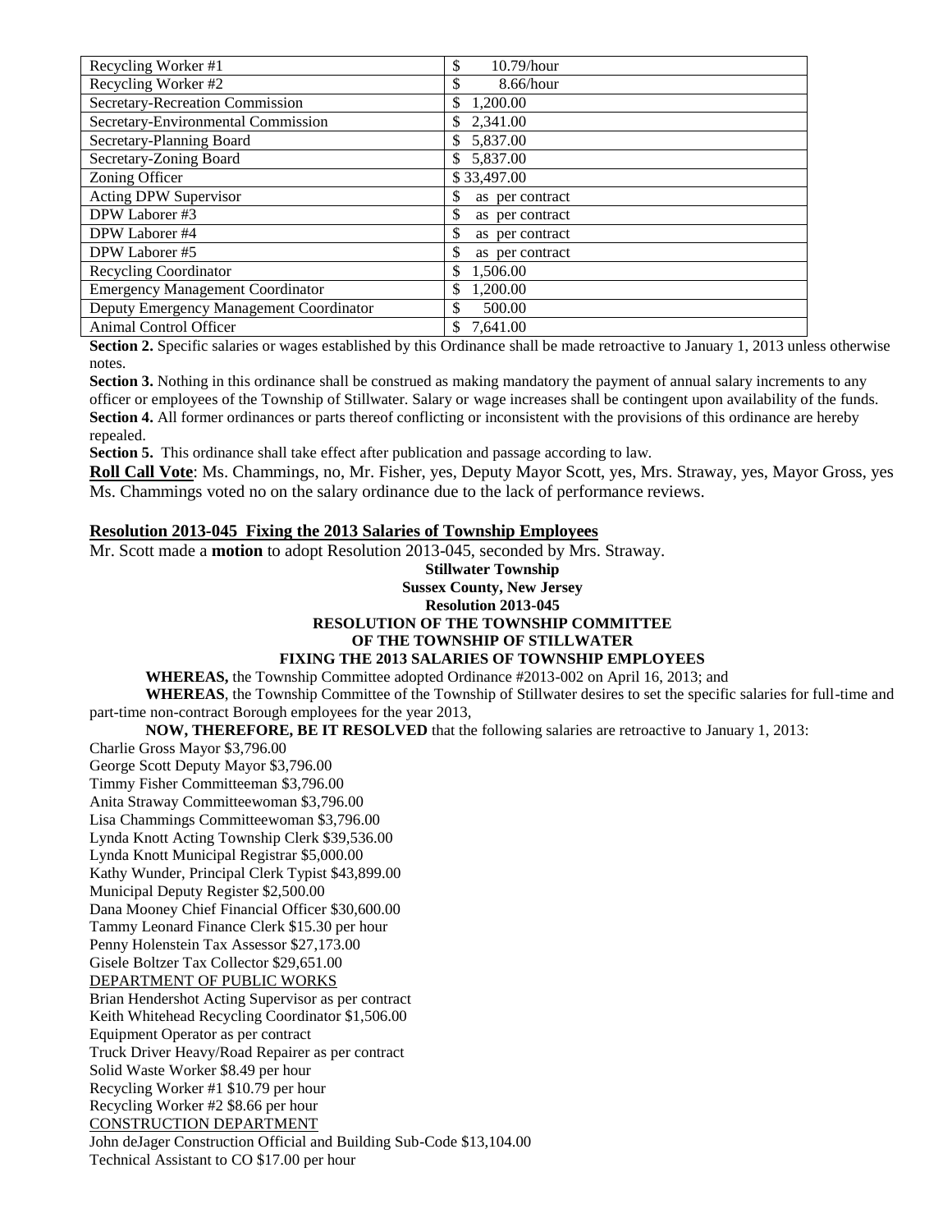| Recycling Worker #1 | $ 10.79/hour |
|---|---|
| Recycling Worker #2 | $ 8.66/hour |
| Secretary-Recreation Commission | $ 1,200.00 |
| Secretary-Environmental Commission | $ 2,341.00 |
| Secretary-Planning Board | $ 5,837.00 |
| Secretary-Zoning Board | $ 5,837.00 |
| Zoning Officer | $ 33,497.00 |
| Acting DPW Supervisor | $ as per contract |
| DPW Laborer #3 | $ as per contract |
| DPW Laborer #4 | $ as per contract |
| DPW Laborer #5 | $ as per contract |
| Recycling Coordinator | $ 1,506.00 |
| Emergency Management Coordinator | $ 1,200.00 |
| Deputy Emergency Management Coordinator | $ 500.00 |
| Animal Control Officer | $ 7,641.00 |

**Section 2.** Specific salaries or wages established by this Ordinance shall be made retroactive to January 1, 2013 unless otherwise notes.

**Section 3.** Nothing in this ordinance shall be construed as making mandatory the payment of annual salary increments to any officer or employees of the Township of Stillwater. Salary or wage increases shall be contingent upon availability of the funds.

**Section 4.** All former ordinances or parts thereof conflicting or inconsistent with the provisions of this ordinance are hereby repealed.

**Section 5.** This ordinance shall take effect after publication and passage according to law.

**Roll Call Vote**: Ms. Chammings, no, Mr. Fisher, yes, Deputy Mayor Scott, yes, Mrs. Straway, yes, Mayor Gross, yes

Ms. Chammings voted no on the salary ordinance due to the lack of performance reviews.

**Resolution 2013-045 Fixing the 2013 Salaries of Township Employees**

Mr. Scott made a **motion** to adopt Resolution 2013-045, seconded by Mrs. Straway.

**Stillwater Township**
**Sussex County, New Jersey**
**Resolution 2013-045**
**RESOLUTION OF THE TOWNSHIP COMMITTEE**
**OF THE TOWNSHIP OF STILLWATER**
**FIXING THE 2013 SALARIES OF TOWNSHIP EMPLOYEES**

**WHEREAS,** the Township Committee adopted Ordinance #2013-002 on April 16, 2013; and

**WHEREAS**, the Township Committee of the Township of Stillwater desires to set the specific salaries for full-time and part-time non-contract Borough employees for the year 2013,

**NOW, THEREFORE, BE IT RESOLVED** that the following salaries are retroactive to January 1, 2013:

Charlie Gross Mayor $3,796.00
George Scott Deputy Mayor $3,796.00
Timmy Fisher Committeeman $3,796.00
Anita Straway Committeewoman $3,796.00
Lisa Chammings Committeewoman $3,796.00
Lynda Knott Acting Township Clerk $39,536.00
Lynda Knott Municipal Registrar $5,000.00
Kathy Wunder, Principal Clerk Typist $43,899.00
Municipal Deputy Register $2,500.00
Dana Mooney Chief Financial Officer $30,600.00
Tammy Leonard Finance Clerk $15.30 per hour
Penny Holenstein Tax Assessor $27,173.00
Gisele Boltzer Tax Collector $29,651.00

DEPARTMENT OF PUBLIC WORKS

Brian Hendershot Acting Supervisor as per contract
Keith Whitehead Recycling Coordinator $1,506.00
Equipment Operator as per contract
Truck Driver Heavy/Road Repairer as per contract
Solid Waste Worker $8.49 per hour
Recycling Worker #1 $10.79 per hour
Recycling Worker #2 $8.66 per hour

CONSTRUCTION DEPARTMENT

John deJager Construction Official and Building Sub-Code $13,104.00
Technical Assistant to CO $17.00 per hour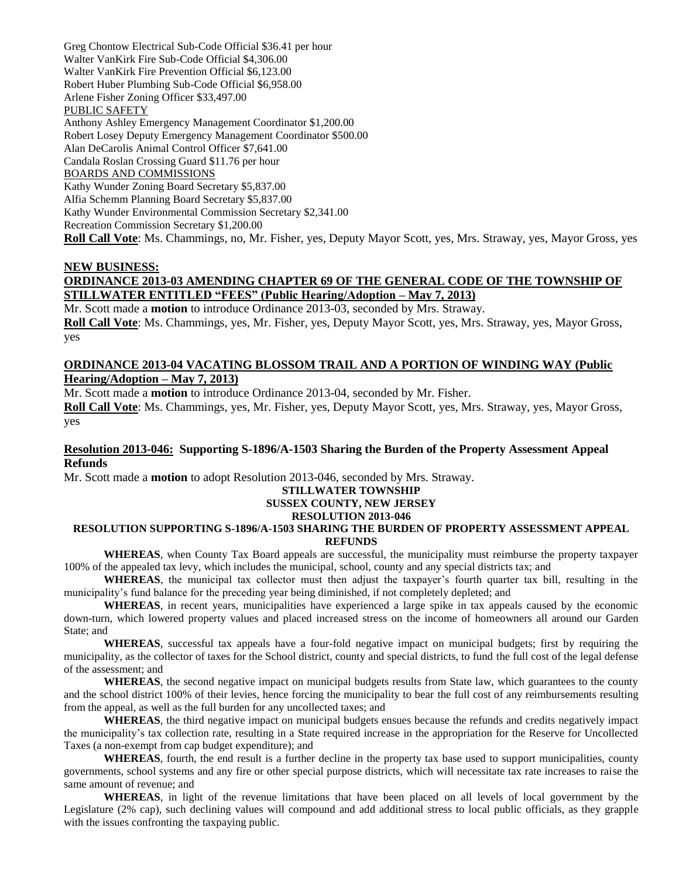Greg Chontow Electrical Sub-Code Official $36.41 per hour
Walter VanKirk Fire Sub-Code Official $4,306.00
Walter VanKirk Fire Prevention Official $6,123.00
Robert Huber Plumbing Sub-Code Official $6,958.00
Arlene Fisher Zoning Officer $33,497.00

PUBLIC SAFETY

Anthony Ashley Emergency Management Coordinator $1,200.00
Robert Losey Deputy Emergency Management Coordinator $500.00
Alan DeCarolis Animal Control Officer $7,641.00
Candala Roslan Crossing Guard $11.76 per hour

BOARDS AND COMMISSIONS

Kathy Wunder Zoning Board Secretary $5,837.00
Alfia Schemm Planning Board Secretary $5,837.00
Kathy Wunder Environmental Commission Secretary $2,341.00
Recreation Commission Secretary $1,200.00

**Roll Call Vote**: Ms. Chammings, no, Mr. Fisher, yes, Deputy Mayor Scott, yes, Mrs. Straway, yes, Mayor Gross, yes

**NEW BUSINESS:**

**ORDINANCE 2013-03 AMENDING CHAPTER 69 OF THE GENERAL CODE OF THE TOWNSHIP OF STILLWATER ENTITLED "FEES" (Public Hearing/Adoption – May 7, 2013)**

Mr. Scott made a **motion** to introduce Ordinance 2013-03, seconded by Mrs. Straway.

**Roll Call Vote**: Ms. Chammings, yes, Mr. Fisher, yes, Deputy Mayor Scott, yes, Mrs. Straway, yes, Mayor Gross, yes

**ORDINANCE 2013-04 VACATING BLOSSOM TRAIL AND A PORTION OF WINDING WAY (Public Hearing/Adoption – May 7, 2013)**

Mr. Scott made a **motion** to introduce Ordinance 2013-04, seconded by Mr. Fisher.

**Roll Call Vote**: Ms. Chammings, yes, Mr. Fisher, yes, Deputy Mayor Scott, yes, Mrs. Straway, yes, Mayor Gross, yes

**Resolution 2013-046: Supporting S-1896/A-1503 Sharing the Burden of the Property Assessment Appeal Refunds**

Mr. Scott made a **motion** to adopt Resolution 2013-046, seconded by Mrs. Straway.

**STILLWATER TOWNSHIP**
**SUSSEX COUNTY, NEW JERSEY**
**RESOLUTION 2013-046**
**RESOLUTION SUPPORTING S-1896/A-1503 SHARING THE BURDEN OF PROPERTY ASSESSMENT APPEAL REFUNDS**

**WHEREAS**, when County Tax Board appeals are successful, the municipality must reimburse the property taxpayer 100% of the appealed tax levy, which includes the municipal, school, county and any special districts tax; and

**WHEREAS**, the municipal tax collector must then adjust the taxpayer's fourth quarter tax bill, resulting in the municipality's fund balance for the preceding year being diminished, if not completely depleted; and

**WHEREAS**, in recent years, municipalities have experienced a large spike in tax appeals caused by the economic down-turn, which lowered property values and placed increased stress on the income of homeowners all around our Garden State; and

**WHEREAS**, successful tax appeals have a four-fold negative impact on municipal budgets; first by requiring the municipality, as the collector of taxes for the School district, county and special districts, to fund the full cost of the legal defense of the assessment; and

**WHEREAS**, the second negative impact on municipal budgets results from State law, which guarantees to the county and the school district 100% of their levies, hence forcing the municipality to bear the full cost of any reimbursements resulting from the appeal, as well as the full burden for any uncollected taxes; and

**WHEREAS**, the third negative impact on municipal budgets ensues because the refunds and credits negatively impact the municipality's tax collection rate, resulting in a State required increase in the appropriation for the Reserve for Uncollected Taxes (a non-exempt from cap budget expenditure); and

**WHEREAS**, fourth, the end result is a further decline in the property tax base used to support municipalities, county governments, school systems and any fire or other special purpose districts, which will necessitate tax rate increases to raise the same amount of revenue; and

**WHEREAS**, in light of the revenue limitations that have been placed on all levels of local government by the Legislature (2% cap), such declining values will compound and add additional stress to local public officials, as they grapple with the issues confronting the taxpaying public.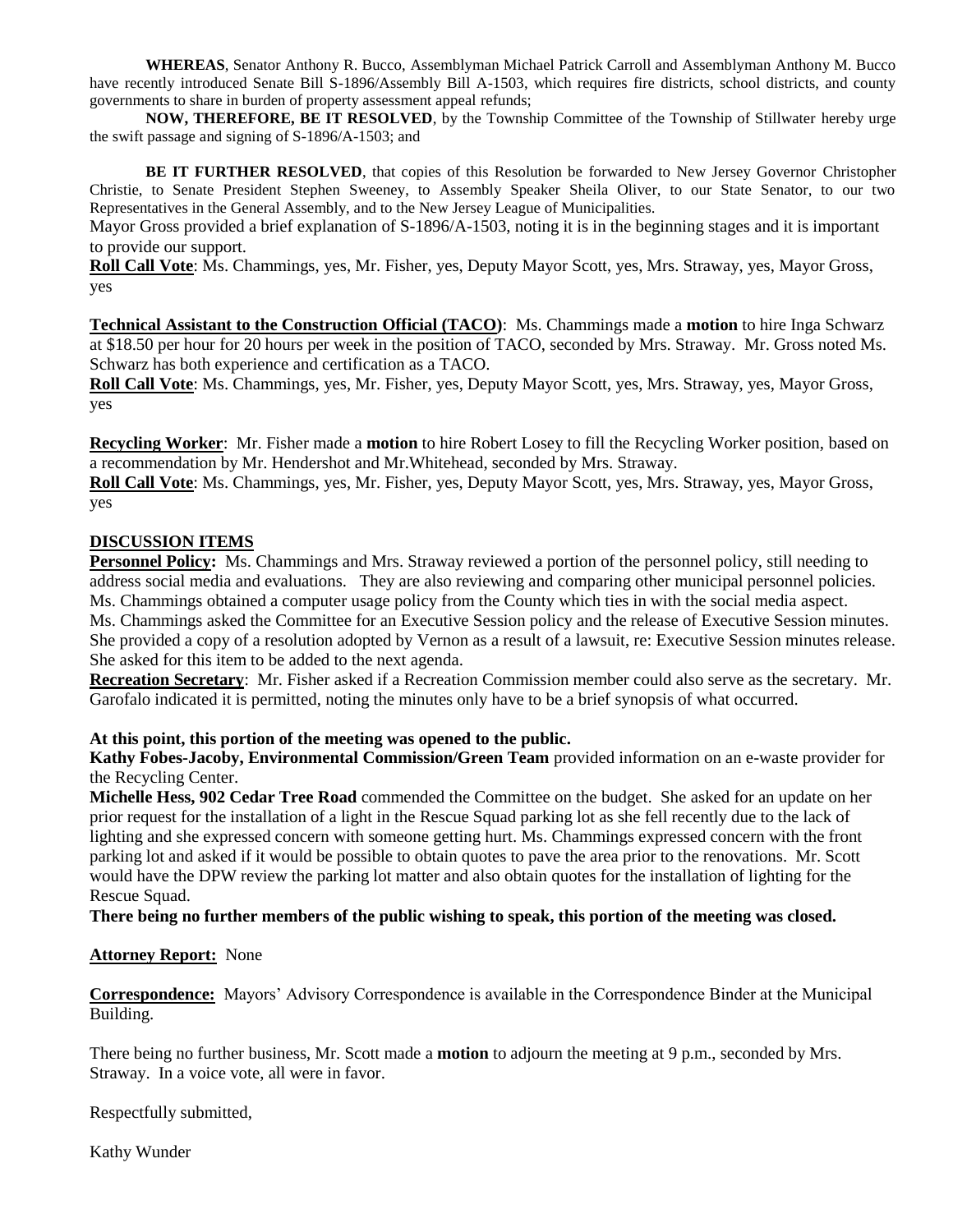**WHEREAS**, Senator Anthony R. Bucco, Assemblyman Michael Patrick Carroll and Assemblyman Anthony M. Bucco have recently introduced Senate Bill S-1896/Assembly Bill A-1503, which requires fire districts, school districts, and county governments to share in burden of property assessment appeal refunds;

**NOW, THEREFORE, BE IT RESOLVED**, by the Township Committee of the Township of Stillwater hereby urge the swift passage and signing of S-1896/A-1503; and

**BE IT FURTHER RESOLVED**, that copies of this Resolution be forwarded to New Jersey Governor Christopher Christie, to Senate President Stephen Sweeney, to Assembly Speaker Sheila Oliver, to our State Senator, to our two Representatives in the General Assembly, and to the New Jersey League of Municipalities.

Mayor Gross provided a brief explanation of S-1896/A-1503, noting it is in the beginning stages and it is important to provide our support.

**Roll Call Vote**: Ms. Chammings, yes, Mr. Fisher, yes, Deputy Mayor Scott, yes, Mrs. Straway, yes, Mayor Gross, yes

**Technical Assistant to the Construction Official (TACO)**: Ms. Chammings made a **motion** to hire Inga Schwarz at $18.50 per hour for 20 hours per week in the position of TACO, seconded by Mrs. Straway. Mr. Gross noted Ms. Schwarz has both experience and certification as a TACO.

**Roll Call Vote**: Ms. Chammings, yes, Mr. Fisher, yes, Deputy Mayor Scott, yes, Mrs. Straway, yes, Mayor Gross, yes

**Recycling Worker**: Mr. Fisher made a **motion** to hire Robert Losey to fill the Recycling Worker position, based on a recommendation by Mr. Hendershot and Mr.Whitehead, seconded by Mrs. Straway.

**Roll Call Vote**: Ms. Chammings, yes, Mr. Fisher, yes, Deputy Mayor Scott, yes, Mrs. Straway, yes, Mayor Gross, yes

## DISCUSSION ITEMS

**Personnel Policy:** Ms. Chammings and Mrs. Straway reviewed a portion of the personnel policy, still needing to address social media and evaluations. They are also reviewing and comparing other municipal personnel policies. Ms. Chammings obtained a computer usage policy from the County which ties in with the social media aspect. Ms. Chammings asked the Committee for an Executive Session policy and the release of Executive Session minutes. She provided a copy of a resolution adopted by Vernon as a result of a lawsuit, re: Executive Session minutes release. She asked for this item to be added to the next agenda.

**Recreation Secretary**: Mr. Fisher asked if a Recreation Commission member could also serve as the secretary. Mr. Garofalo indicated it is permitted, noting the minutes only have to be a brief synopsis of what occurred.

**At this point, this portion of the meeting was opened to the public.**

**Kathy Fobes-Jacoby, Environmental Commission/Green Team** provided information on an e-waste provider for the Recycling Center.

**Michelle Hess, 902 Cedar Tree Road** commended the Committee on the budget. She asked for an update on her prior request for the installation of a light in the Rescue Squad parking lot as she fell recently due to the lack of lighting and she expressed concern with someone getting hurt. Ms. Chammings expressed concern with the front parking lot and asked if it would be possible to obtain quotes to pave the area prior to the renovations. Mr. Scott would have the DPW review the parking lot matter and also obtain quotes for the installation of lighting for the Rescue Squad.

**There being no further members of the public wishing to speak, this portion of the meeting was closed.**

**Attorney Report:** None

**Correspondence:** Mayors' Advisory Correspondence is available in the Correspondence Binder at the Municipal Building.

There being no further business, Mr. Scott made a **motion** to adjourn the meeting at 9 p.m., seconded by Mrs. Straway. In a voice vote, all were in favor.

Respectfully submitted,

Kathy Wunder